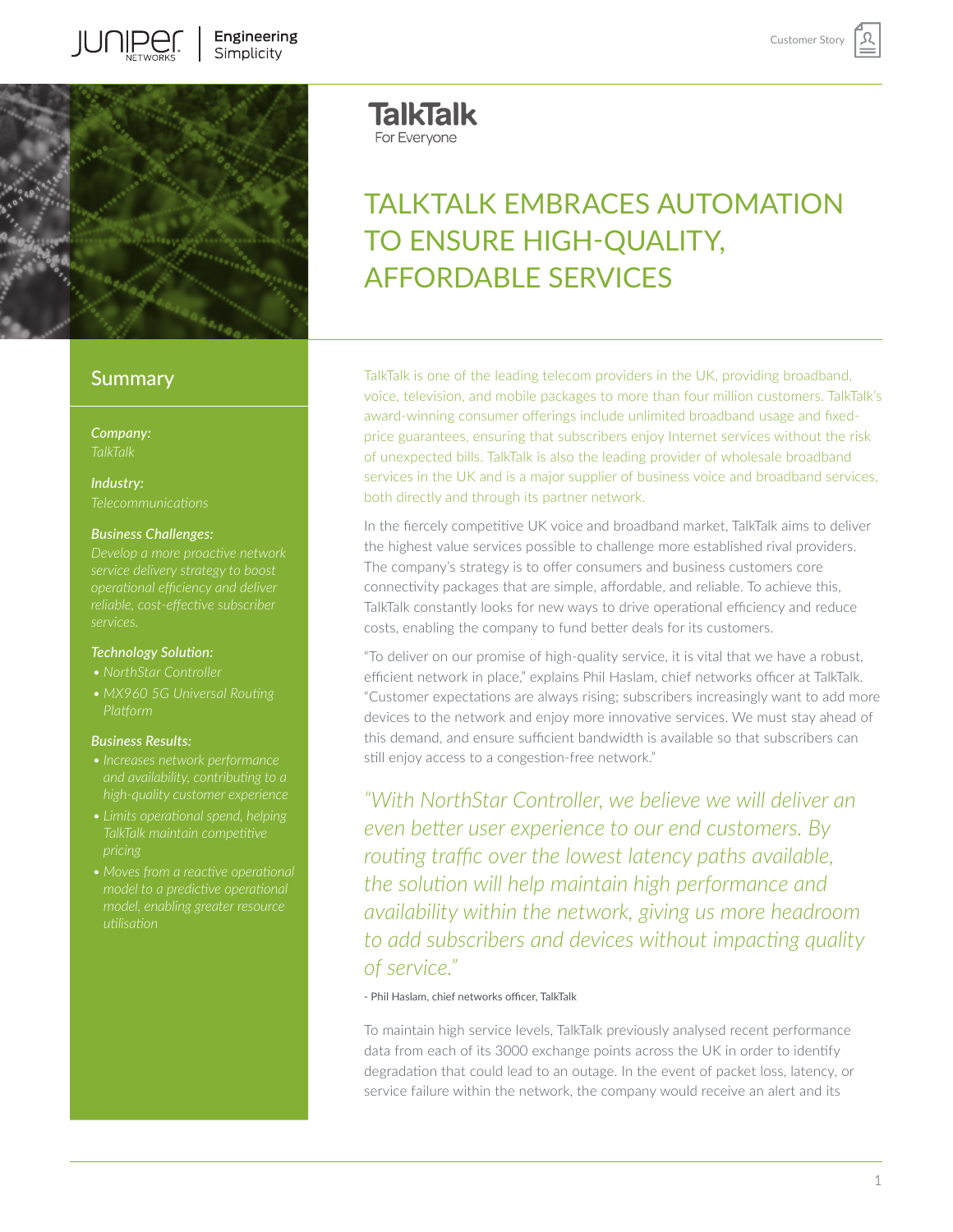# TALKTALK EMBRACES AUTOMATION TO ENSURE HIGH-QUALITY, AFFORDABLE SERVICES

## Summary

***Company:***
*TalkTalk*

***Industry:***
*Telecommunications*

***Business Challenges:***
*Develop a more proactive network service delivery strategy to boost operational efficiency and deliver reliable, cost-effective subscriber services.*

***Technology Solution:***

- *NorthStar Controller*
- *MX960 5G Universal Routing Platform*

***Business Results:***

- *Increases network performance and availability, contributing to a high-quality customer experience*
- *Limits operational spend, helping TalkTalk maintain competitive pricing*
- *Moves from a reactive operational model to a predictive operational model, enabling greater resource utilisation*

TalkTalk is one of the leading telecom providers in the UK, providing broadband, voice, television, and mobile packages to more than four million customers. TalkTalk's award-winning consumer offerings include unlimited broadband usage and fixed-price guarantees, ensuring that subscribers enjoy Internet services without the risk of unexpected bills. TalkTalk is also the leading provider of wholesale broadband services in the UK and is a major supplier of business voice and broadband services, both directly and through its partner network.

In the fiercely competitive UK voice and broadband market, TalkTalk aims to deliver the highest value services possible to challenge more established rival providers. The company's strategy is to offer consumers and business customers core connectivity packages that are simple, affordable, and reliable. To achieve this, TalkTalk constantly looks for new ways to drive operational efficiency and reduce costs, enabling the company to fund better deals for its customers.

"To deliver on our promise of high-quality service, it is vital that we have a robust, efficient network in place," explains Phil Haslam, chief networks officer at TalkTalk. "Customer expectations are always rising; subscribers increasingly want to add more devices to the network and enjoy more innovative services. We must stay ahead of this demand, and ensure sufficient bandwidth is available so that subscribers can still enjoy access to a congestion-free network."

> *"With NorthStar Controller, we believe we will deliver an even better user experience to our end customers. By routing traffic over the lowest latency paths available, the solution will help maintain high performance and availability within the network, giving us more headroom to add subscribers and devices without impacting quality of service."*
>
> \- Phil Haslam, chief networks officer, TalkTalk

To maintain high service levels, TalkTalk previously analysed recent performance data from each of its 3000 exchange points across the UK in order to identify degradation that could lead to an outage. In the event of packet loss, latency, or service failure within the network, the company would receive an alert and its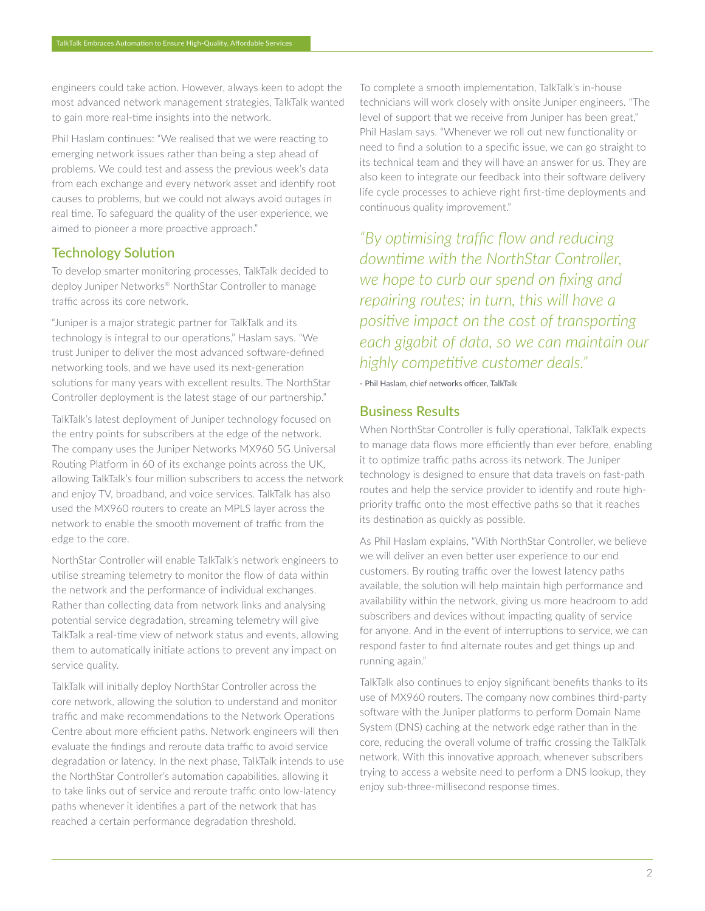engineers could take action. However, always keen to adopt the most advanced network management strategies, TalkTalk wanted to gain more real-time insights into the network.

Phil Haslam continues: "We realised that we were reacting to emerging network issues rather than being a step ahead of problems. We could test and assess the previous week's data from each exchange and every network asset and identify root causes to problems, but we could not always avoid outages in real time. To safeguard the quality of the user experience, we aimed to pioneer a more proactive approach."

## Technology Solution

To develop smarter monitoring processes, TalkTalk decided to deploy Juniper Networks® NorthStar Controller to manage traffic across its core network.

"Juniper is a major strategic partner for TalkTalk and its technology is integral to our operations," Haslam says. "We trust Juniper to deliver the most advanced software-defined networking tools, and we have used its next-generation solutions for many years with excellent results. The NorthStar Controller deployment is the latest stage of our partnership."

TalkTalk's latest deployment of Juniper technology focused on the entry points for subscribers at the edge of the network. The company uses the Juniper Networks MX960 5G Universal Routing Platform in 60 of its exchange points across the UK, allowing TalkTalk's four million subscribers to access the network and enjoy TV, broadband, and voice services. TalkTalk has also used the MX960 routers to create an MPLS layer across the network to enable the smooth movement of traffic from the edge to the core.

NorthStar Controller will enable TalkTalk's network engineers to utilise streaming telemetry to monitor the flow of data within the network and the performance of individual exchanges. Rather than collecting data from network links and analysing potential service degradation, streaming telemetry will give TalkTalk a real-time view of network status and events, allowing them to automatically initiate actions to prevent any impact on service quality.

TalkTalk will initially deploy NorthStar Controller across the core network, allowing the solution to understand and monitor traffic and make recommendations to the Network Operations Centre about more efficient paths. Network engineers will then evaluate the findings and reroute data traffic to avoid service degradation or latency. In the next phase, TalkTalk intends to use the NorthStar Controller's automation capabilities, allowing it to take links out of service and reroute traffic onto low-latency paths whenever it identifies a part of the network that has reached a certain performance degradation threshold.

To complete a smooth implementation, TalkTalk's in-house technicians will work closely with onsite Juniper engineers. "The level of support that we receive from Juniper has been great," Phil Haslam says. "Whenever we roll out new functionality or need to find a solution to a specific issue, we can go straight to its technical team and they will have an answer for us. They are also keen to integrate our feedback into their software delivery life cycle processes to achieve right first-time deployments and continuous quality improvement."

> *"By optimising traffic flow and reducing downtime with the NorthStar Controller, we hope to curb our spend on fixing and repairing routes; in turn, this will have a positive impact on the cost of transporting each gigabit of data, so we can maintain our highly competitive customer deals."*
>
> \- Phil Haslam, chief networks officer, TalkTalk

## Business Results

When NorthStar Controller is fully operational, TalkTalk expects to manage data flows more efficiently than ever before, enabling it to optimize traffic paths across its network. The Juniper technology is designed to ensure that data travels on fast-path routes and help the service provider to identify and route high-priority traffic onto the most effective paths so that it reaches its destination as quickly as possible.

As Phil Haslam explains, "With NorthStar Controller, we believe we will deliver an even better user experience to our end customers. By routing traffic over the lowest latency paths available, the solution will help maintain high performance and availability within the network, giving us more headroom to add subscribers and devices without impacting quality of service for anyone. And in the event of interruptions to service, we can respond faster to find alternate routes and get things up and running again."

TalkTalk also continues to enjoy significant benefits thanks to its use of MX960 routers. The company now combines third-party software with the Juniper platforms to perform Domain Name System (DNS) caching at the network edge rather than in the core, reducing the overall volume of traffic crossing the TalkTalk network. With this innovative approach, whenever subscribers trying to access a website need to perform a DNS lookup, they enjoy sub-three-millisecond response times.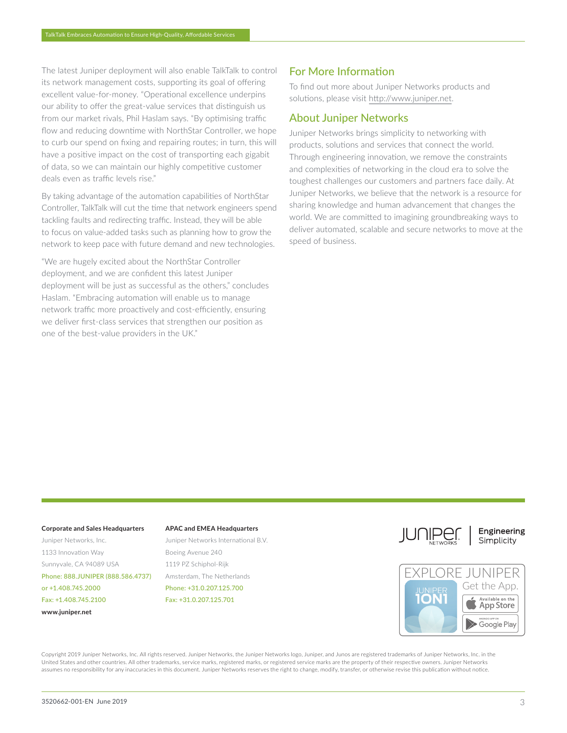The latest Juniper deployment will also enable TalkTalk to control its network management costs, supporting its goal of offering excellent value-for-money. “Operational excellence underpins our ability to offer the great-value services that distinguish us from our market rivals, Phil Haslam says. “By optimising traffic flow and reducing downtime with NorthStar Controller, we hope to curb our spend on fixing and repairing routes; in turn, this will have a positive impact on the cost of transporting each gigabit of data, so we can maintain our highly competitive customer deals even as traffic levels rise.”

By taking advantage of the automation capabilities of NorthStar Controller, TalkTalk will cut the time that network engineers spend tackling faults and redirecting traffic. Instead, they will be able to focus on value-added tasks such as planning how to grow the network to keep pace with future demand and new technologies.

“We are hugely excited about the NorthStar Controller deployment, and we are confident this latest Juniper deployment will be just as successful as the others,” concludes Haslam. “Embracing automation will enable us to manage network traffic more proactively and cost-efficiently, ensuring we deliver first-class services that strengthen our position as one of the best-value providers in the UK.”

## For More Information

To find out more about Juniper Networks products and solutions, please visit http://www.juniper.net.

## About Juniper Networks

Juniper Networks brings simplicity to networking with products, solutions and services that connect the world. Through engineering innovation, we remove the constraints and complexities of networking in the cloud era to solve the toughest challenges our customers and partners face daily. At Juniper Networks, we believe that the network is a resource for sharing knowledge and human advancement that changes the world. We are committed to imagining groundbreaking ways to deliver automated, scalable and secure networks to move at the speed of business.

**Corporate and Sales Headquarters**
Juniper Networks, Inc.
1133 Innovation Way
Sunnyvale, CA 94089 USA
Phone: 888.JUNIPER (888.586.4737)
or +1.408.745.2000
Fax: +1.408.745.2100
**www.juniper.net**

**APAC and EMEA Headquarters**
Juniper Networks International B.V.
Boeing Avenue 240
1119 PZ Schiphol-Rijk
Amsterdam, The Netherlands
Phone: +31.0.207.125.700
Fax: +31.0.207.125.701

Engineering Simplicity

EXPLORE JUNIPER
Get the App.

Copyright 2019 Juniper Networks, Inc. All rights reserved. Juniper Networks, the Juniper Networks logo, Juniper, and Junos are registered trademarks of Juniper Networks, Inc. in the United States and other countries. All other trademarks, service marks, registered marks, or registered service marks are the property of their respective owners. Juniper Networks assumes no responsibility for any inaccuracies in this document. Juniper Networks reserves the right to change, modify, transfer, or otherwise revise this publication without notice.

3520662-001-EN June 2019